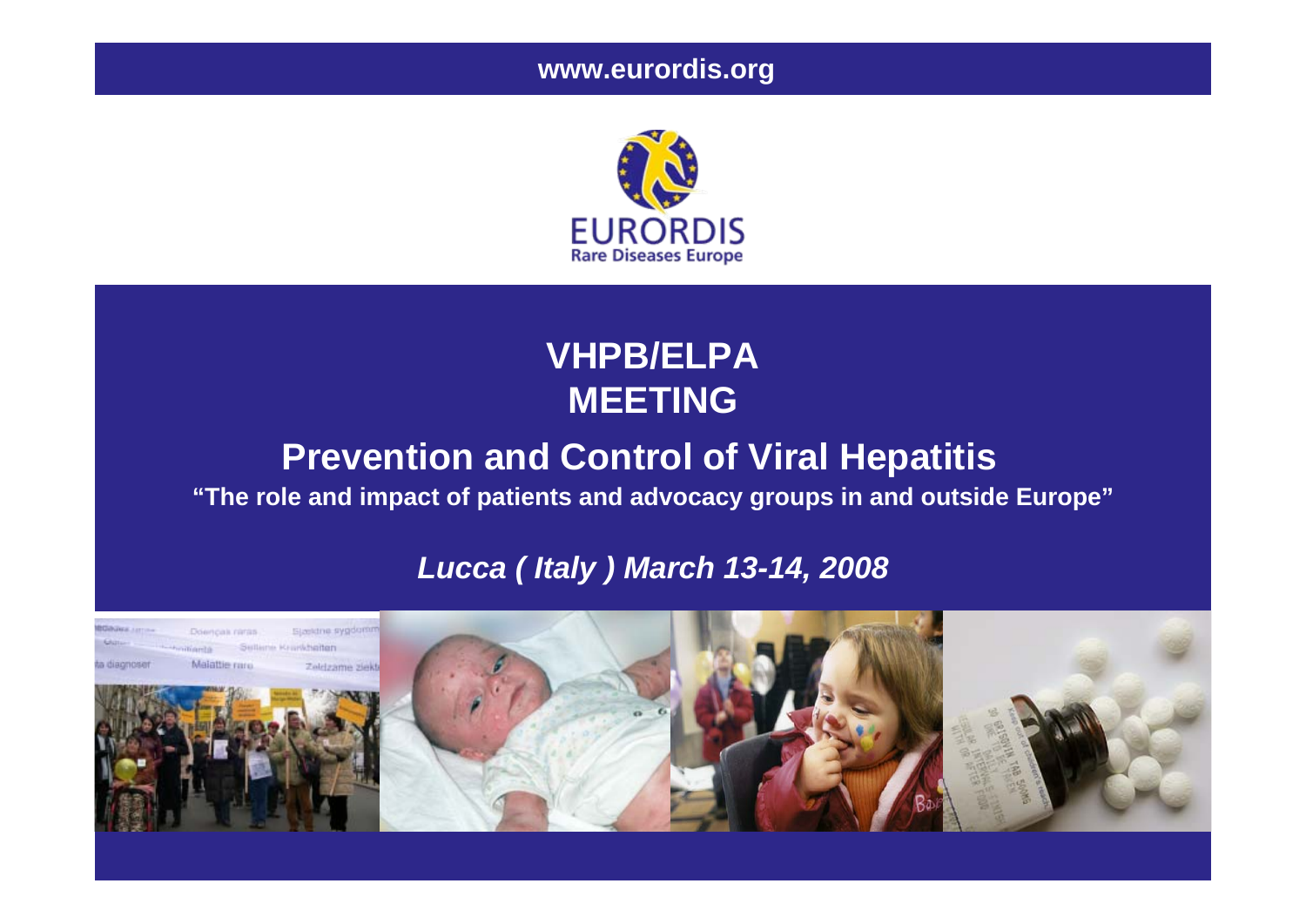www.eurordis.org

EURORDIS
Rare Diseases Europe

# VHPB/ELPA MEETING

## Prevention and Control of Viral Hepatitis

**"The role and impact of patients and advocacy groups in and outside Europe"**

***Lucca ( Italy ) March 13-14, 2008***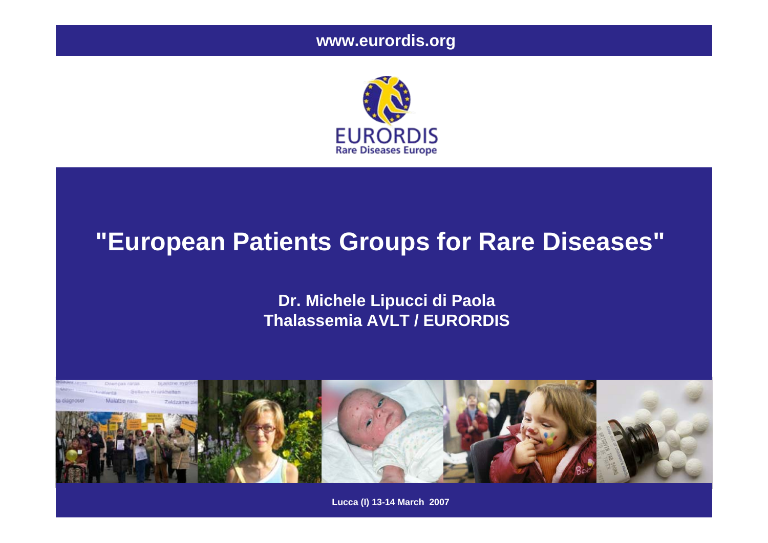www.eurordis.org

EURORDIS
Rare Diseases Europe

# "European Patients Groups for Rare Diseases"

**Dr. Michele Lipucci di Paola**
**Thalassemia AVLT / EURORDIS**

Lucca (I) 13-14 March 2007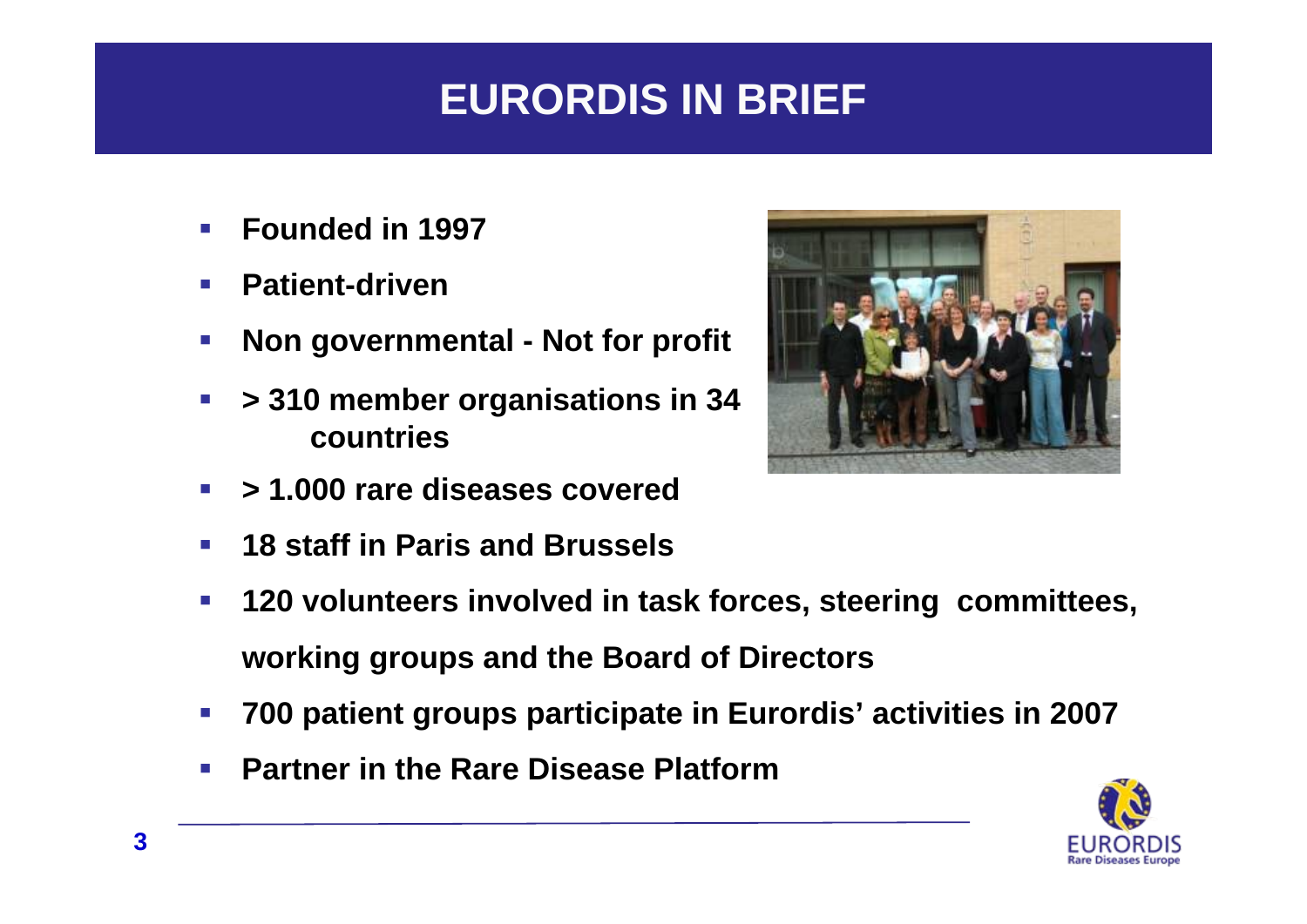# EURORDIS IN BRIEF

- Founded in 1997
- Patient-driven
- Non governmental - Not for profit
- > 310 member organisations in 34 countries
- > 1.000 rare diseases covered
- 18 staff in Paris and Brussels
- 120 volunteers involved in task forces, steering committees, working groups and the Board of Directors
- 700 patient groups participate in Eurordis' activities in 2007
- Partner in the Rare Disease Platform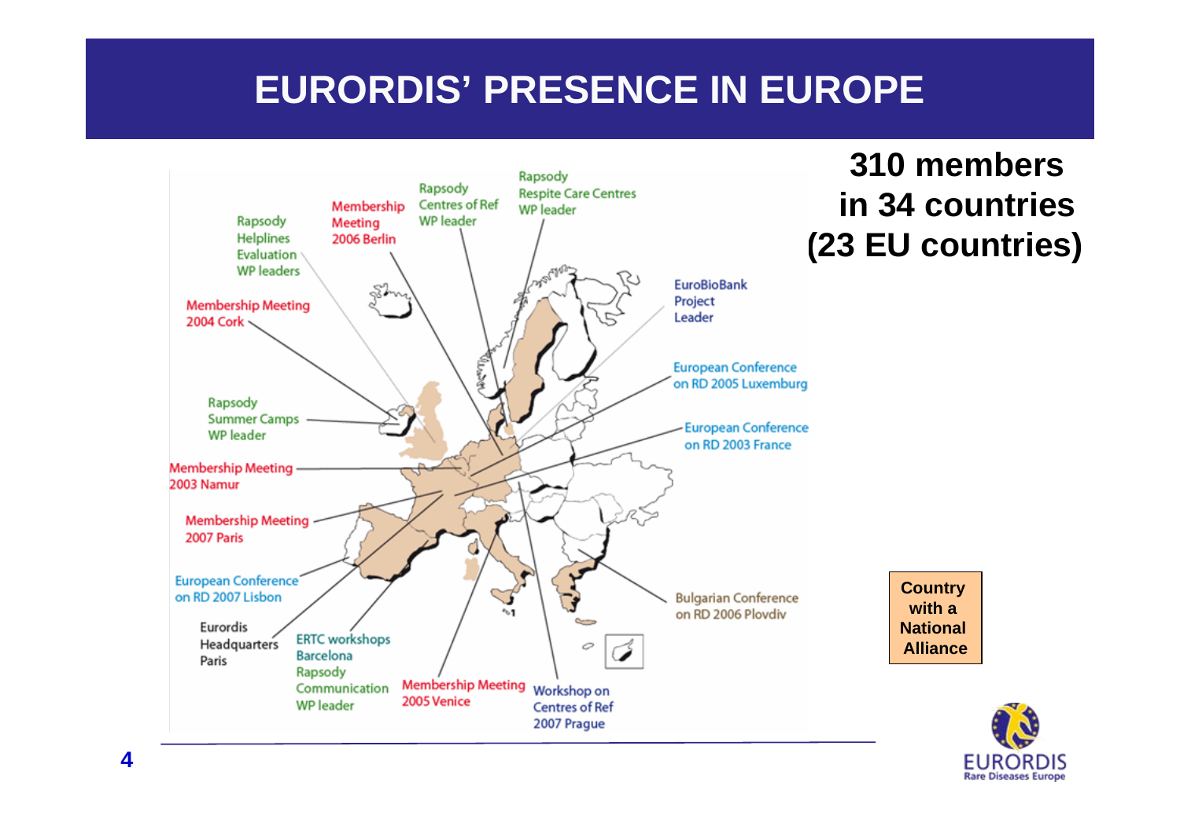# EURORDIS' PRESENCE IN EUROPE

**310 members in 34 countries (23 EU countries)**

Rapsody Respite Care Centres WP leader

Rapsody Centres of Ref WP leader

Membership Meeting 2006 Berlin

Rapsody Helplines Evaluation WP leaders

Membership Meeting 2004 Cork

EuroBioBank Project Leader

European Conference on RD 2005 Luxemburg

Rapsody Summer Camps WP leader

European Conference on RD 2003 France

Membership Meeting 2003 Namur

Membership Meeting 2007 Paris

European Conference on RD 2007 Lisbon

Bulgarian Conference on RD 2006 Plovdiv

Eurordis Headquarters Paris

ERTC workshops Barcelona

Rapsody Communication WP leader

Membership Meeting 2005 Venice

Workshop on Centres of Ref 2007 Prague

**Country with a National Alliance**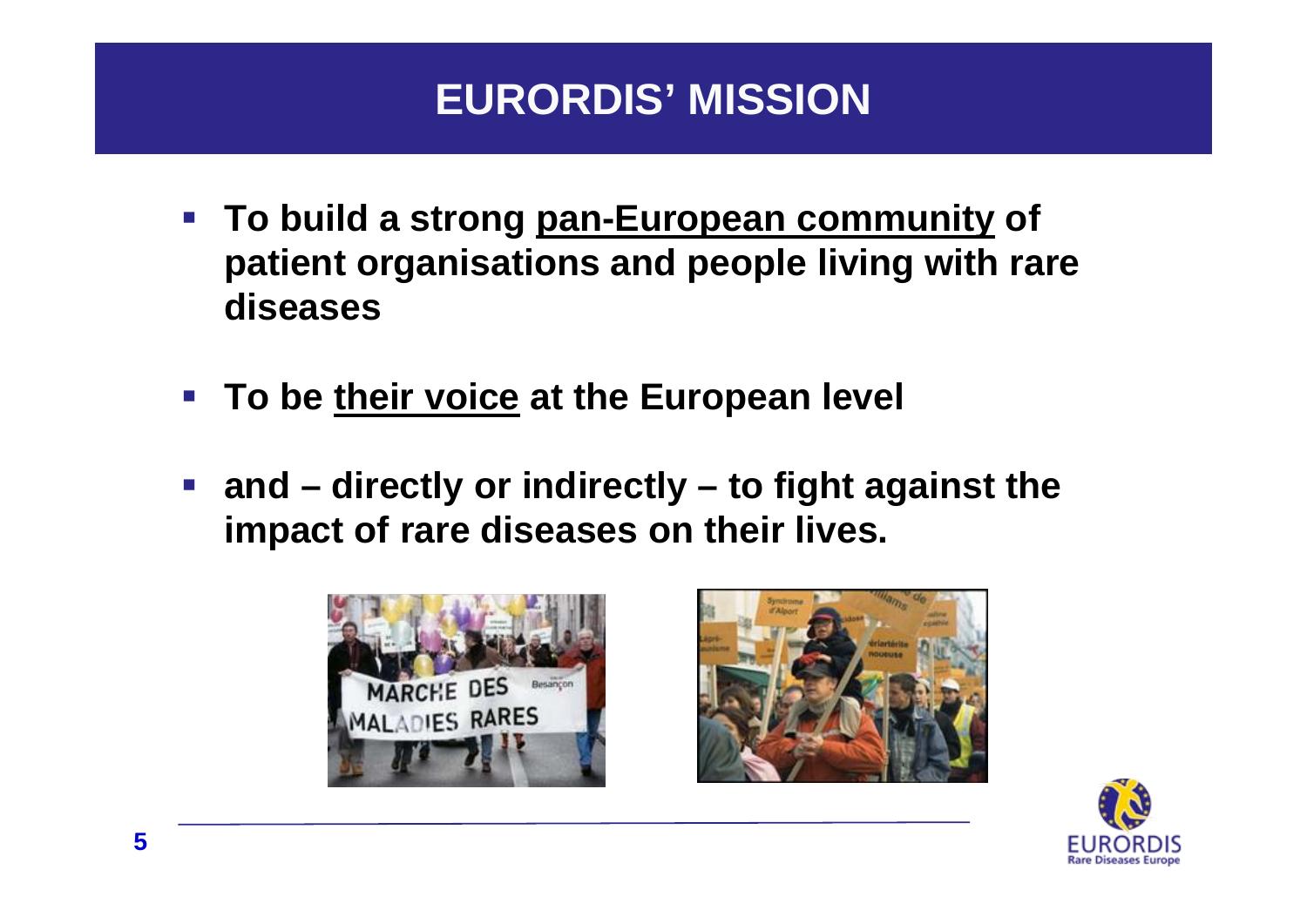# EURORDIS' MISSION

- **To build a strong <u>pan-European community</u> of patient organisations and people living with rare diseases**
- **To be <u>their voice</u> at the European level**
- **and – directly or indirectly – to fight against the impact of rare diseases on their lives.**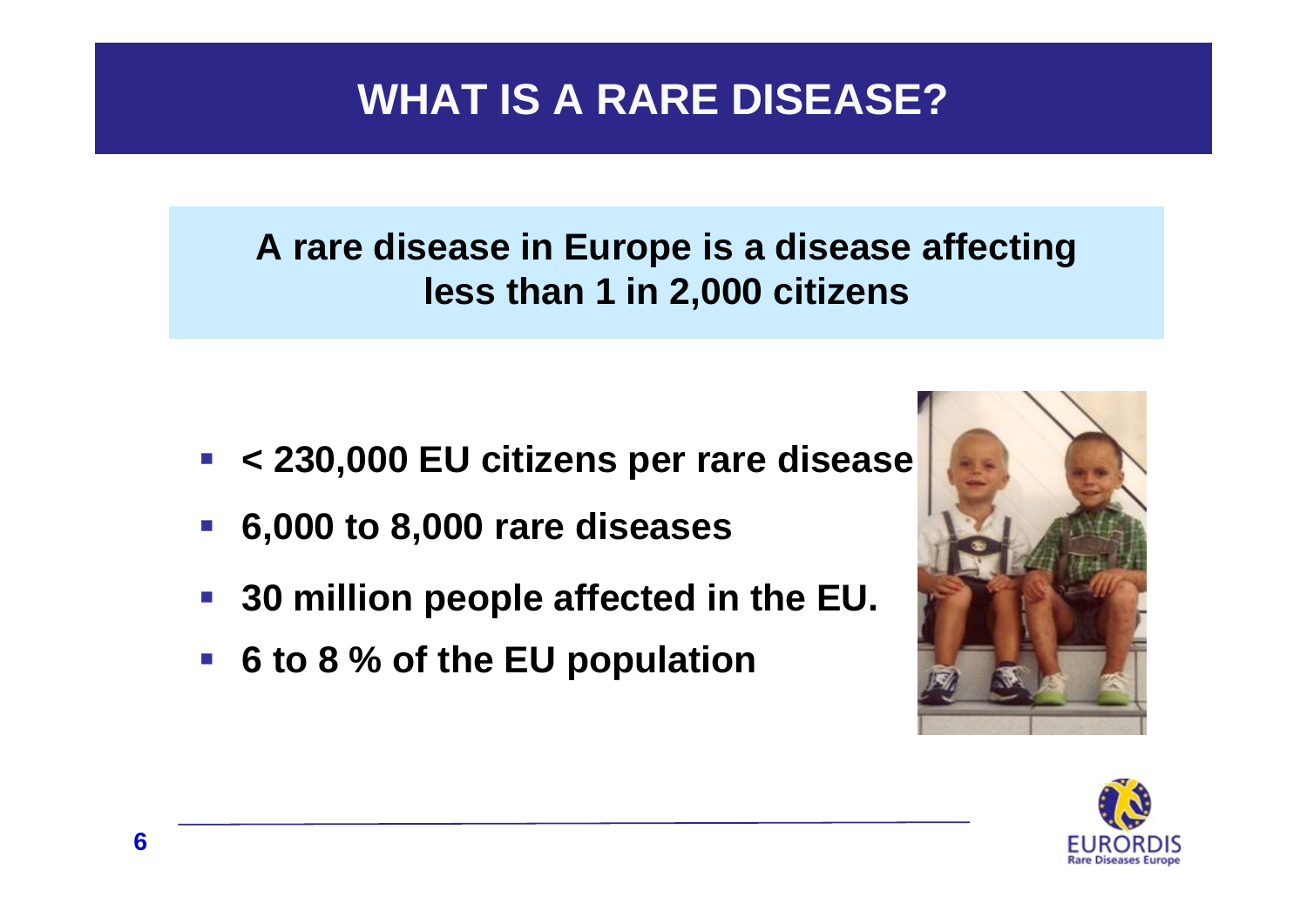# WHAT IS A RARE DISEASE?

**A rare disease in Europe is a disease affecting less than 1 in 2,000 citizens**

- **< 230,000 EU citizens per rare disease**
- **6,000 to 8,000 rare diseases**
- **30 million people affected in the EU.**
- **6 to 8 % of the EU population**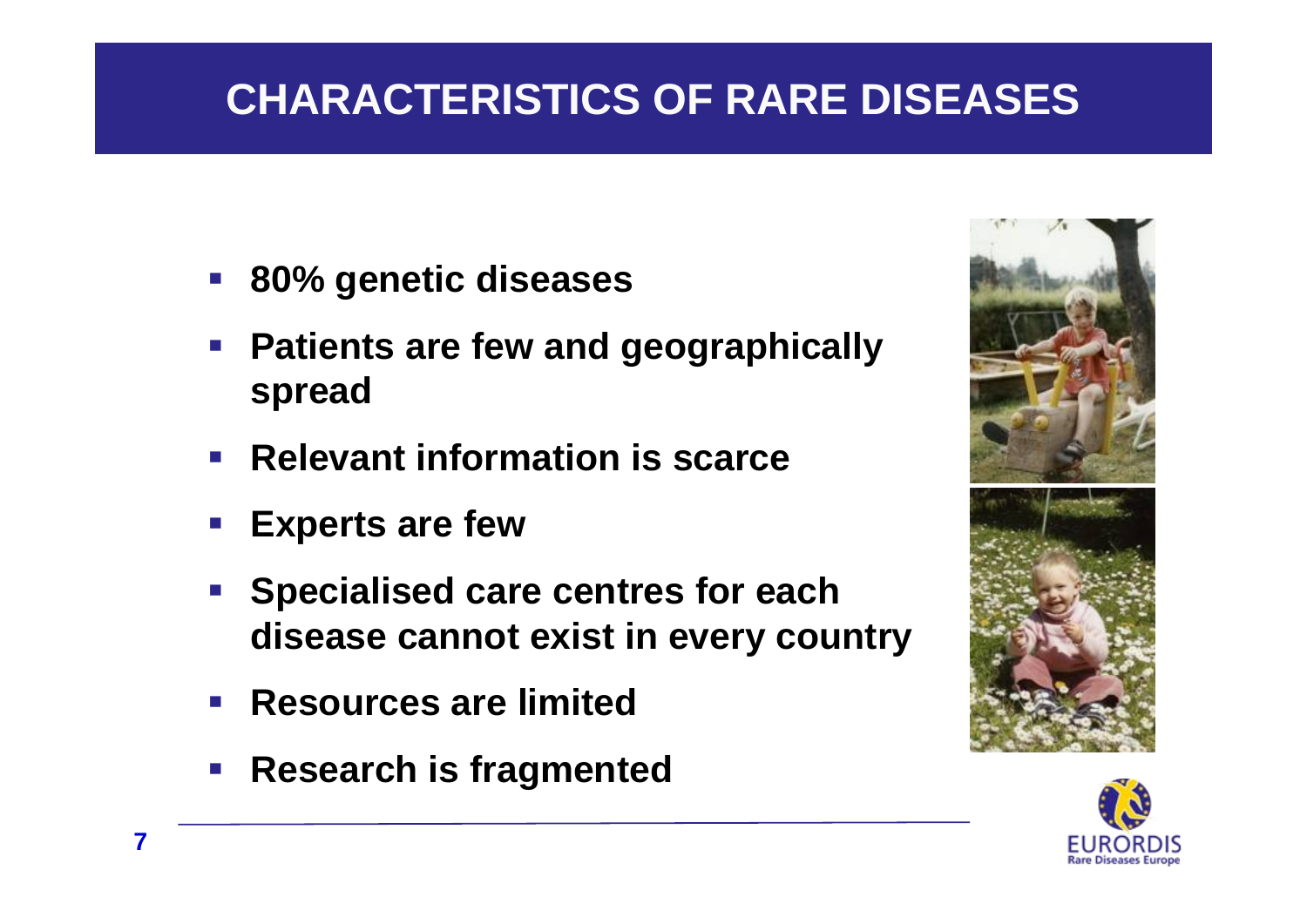# CHARACTERISTICS OF RARE DISEASES

- **80% genetic diseases**
- **Patients are few and geographically spread**
- **Relevant information is scarce**
- **Experts are few**
- **Specialised care centres for each disease cannot exist in every country**
- **Resources are limited**
- **Research is fragmented**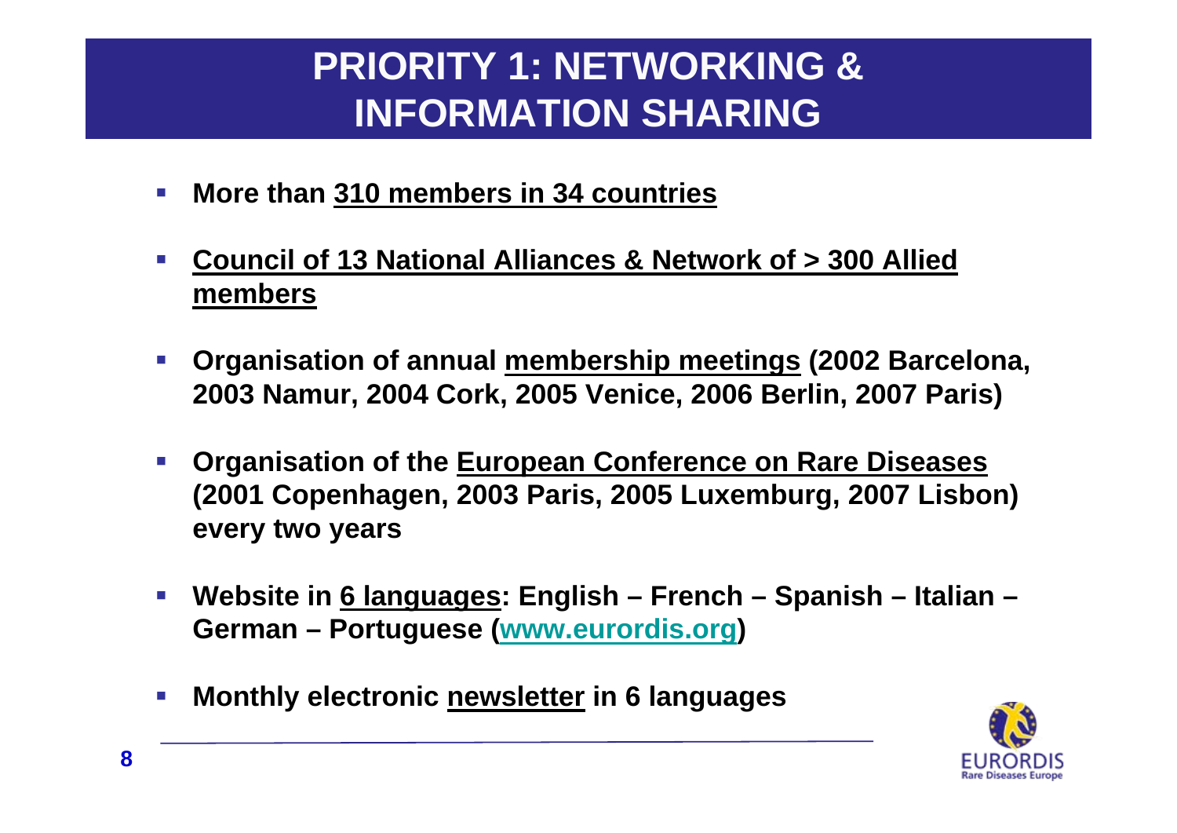# PRIORITY 1: NETWORKING & INFORMATION SHARING

- **More than 310 members in 34 countries**
- **Council of 13 National Alliances & Network of > 300 Allied members**
- **Organisation of annual membership meetings (2002 Barcelona, 2003 Namur, 2004 Cork, 2005 Venice, 2006 Berlin, 2007 Paris)**
- **Organisation of the European Conference on Rare Diseases (2001 Copenhagen, 2003 Paris, 2005 Luxemburg, 2007 Lisbon) every two years**
- **Website in 6 languages: English – French – Spanish – Italian – German – Portuguese (www.eurordis.org)**
- **Monthly electronic newsletter in 6 languages**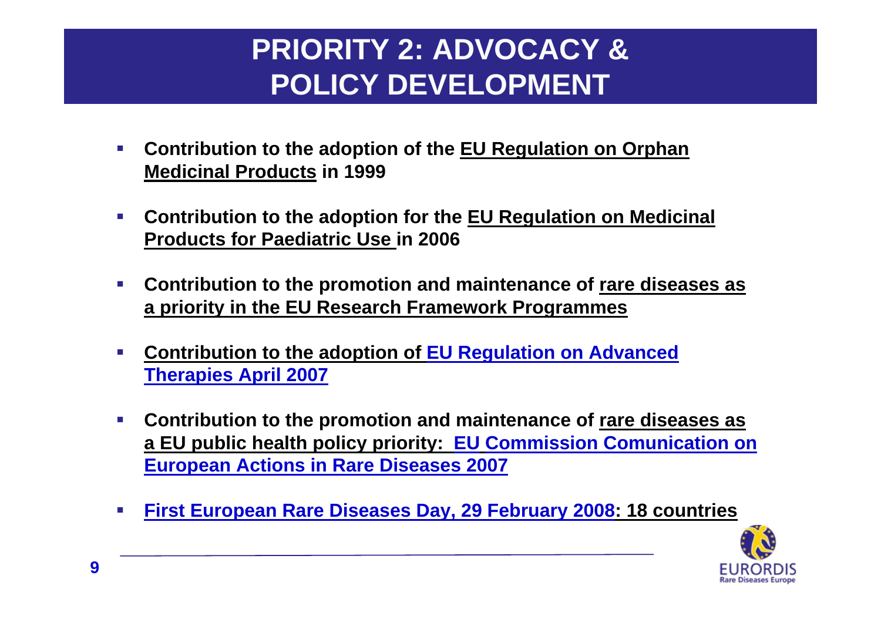# PRIORITY 2: ADVOCACY & POLICY DEVELOPMENT

- **Contribution to the adoption of the EU Regulation on Orphan Medicinal Products in 1999**
- **Contribution to the adoption for the EU Regulation on Medicinal Products for Paediatric Use in 2006**
- **Contribution to the promotion and maintenance of rare diseases as a priority in the EU Research Framework Programmes**
- **Contribution to the adoption of EU Regulation on Advanced Therapies April 2007**
- **Contribution to the promotion and maintenance of rare diseases as a EU public health policy priority: EU Commission Comunication on European Actions in Rare Diseases 2007**
- **First European Rare Diseases Day, 29 February 2008: 18 countries**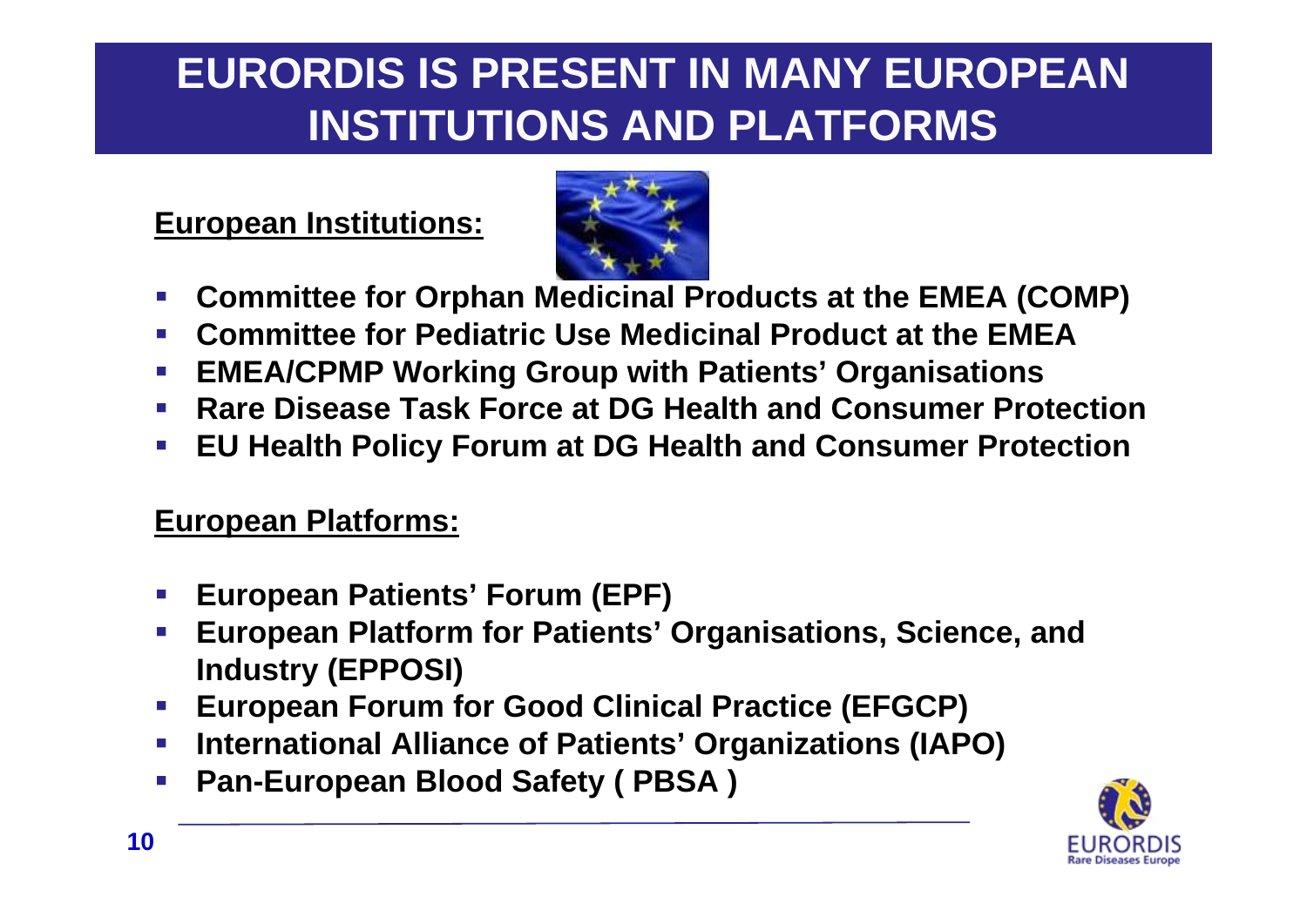# EURORDIS IS PRESENT IN MANY EUROPEAN INSTITUTIONS AND PLATFORMS

**European Institutions:**

- **Committee for Orphan Medicinal Products at the EMEA (COMP)**
- **Committee for Pediatric Use Medicinal Product at the EMEA**
- **EMEA/CPMP Working Group with Patients' Organisations**
- **Rare Disease Task Force at DG Health and Consumer Protection**
- **EU Health Policy Forum at DG Health and Consumer Protection**

**European Platforms:**

- **European Patients' Forum (EPF)**
- **European Platform for Patients' Organisations, Science, and Industry (EPPOSI)**
- **European Forum for Good Clinical Practice (EFGCP)**
- **International Alliance of Patients' Organizations (IAPO)**
- **Pan-European Blood Safety ( PBSA )**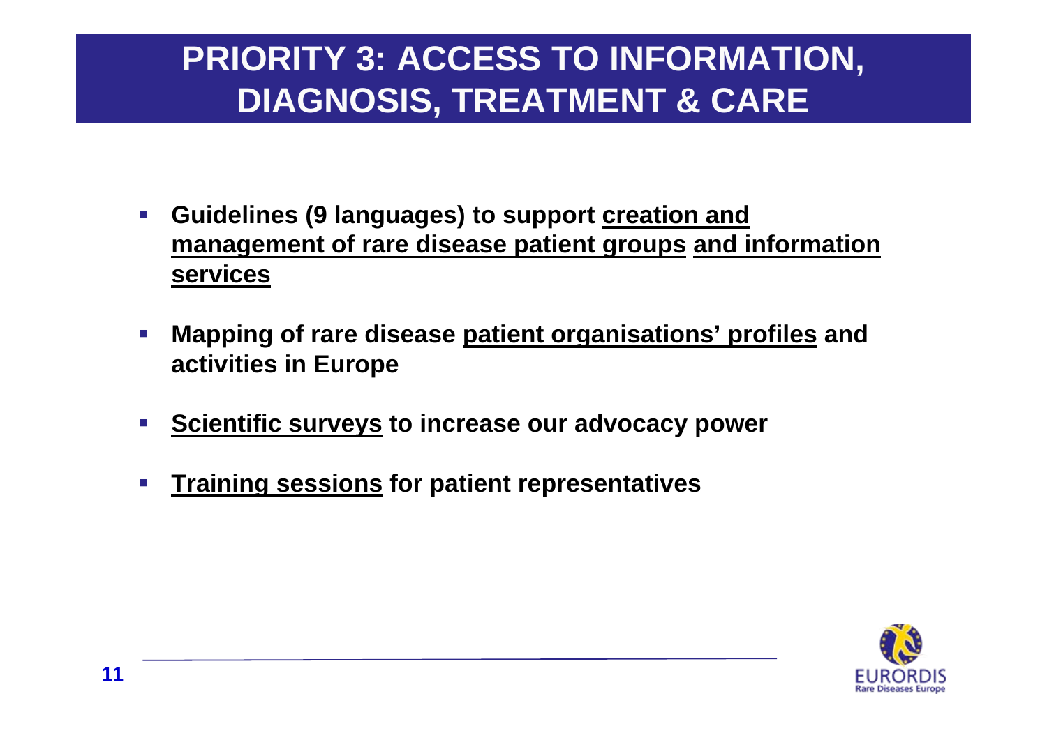# PRIORITY 3: ACCESS TO INFORMATION, DIAGNOSIS, TREATMENT & CARE

- **Guidelines (9 languages) to support creation and management of rare disease patient groups and information services**
- **Mapping of rare disease patient organisations' profiles and activities in Europe**
- **Scientific surveys to increase our advocacy power**
- **Training sessions for patient representatives**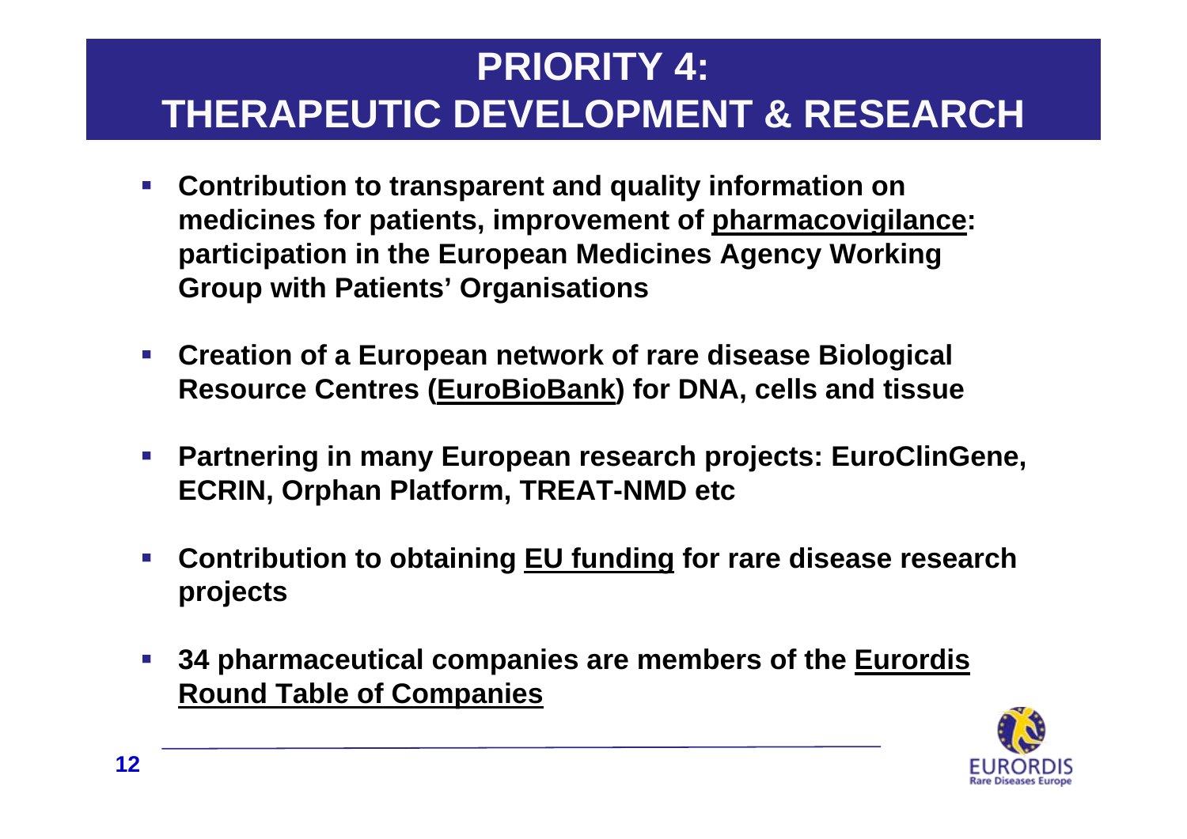# PRIORITY 4: THERAPEUTIC DEVELOPMENT & RESEARCH

- **Contribution to transparent and quality information on medicines for patients, improvement of pharmacovigilance: participation in the European Medicines Agency Working Group with Patients' Organisations**
- **Creation of a European network of rare disease Biological Resource Centres (EuroBioBank) for DNA, cells and tissue**
- **Partnering in many European research projects: EuroClinGene, ECRIN, Orphan Platform, TREAT-NMD etc**
- **Contribution to obtaining EU funding for rare disease research projects**
- **34 pharmaceutical companies are members of the Eurordis Round Table of Companies**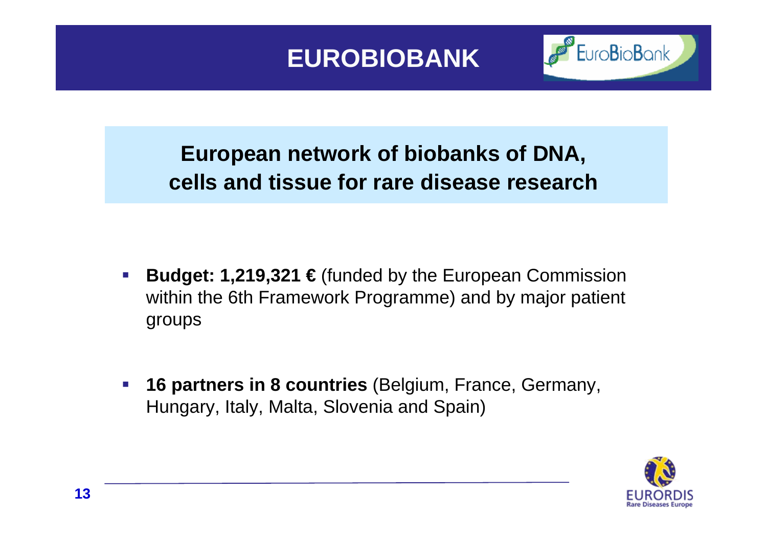# EUROBIOBANK

## European network of biobanks of DNA, cells and tissue for rare disease research

- **Budget: 1,219,321 €** (funded by the European Commission within the 6th Framework Programme) and by major patient groups

- **16 partners in 8 countries** (Belgium, France, Germany, Hungary, Italy, Malta, Slovenia and Spain)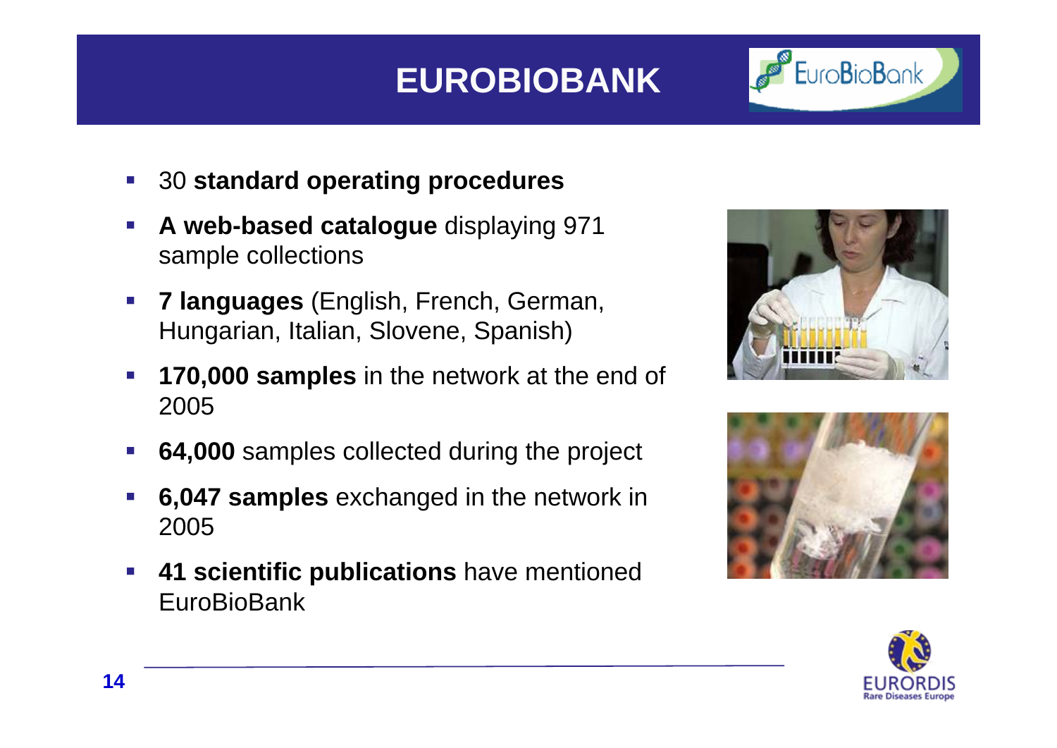# EUROBIOBANK

- 30 **standard operating procedures**
- **A web-based catalogue** displaying 971 sample collections
- **7 languages** (English, French, German, Hungarian, Italian, Slovene, Spanish)
- **170,000 samples** in the network at the end of 2005
- **64,000** samples collected during the project
- **6,047 samples** exchanged in the network in 2005
- **41 scientific publications** have mentioned EuroBioBank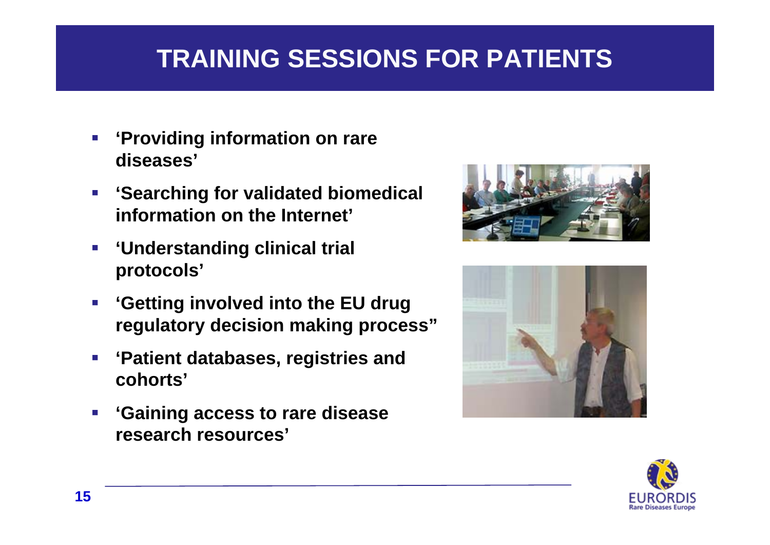# TRAINING SESSIONS FOR PATIENTS

- **'Providing information on rare diseases'**
- **'Searching for validated biomedical information on the Internet'**
- **'Understanding clinical trial protocols'**
- **'Getting involved into the EU drug regulatory decision making process"**
- **'Patient databases, registries and cohorts'**
- **'Gaining access to rare disease research resources'**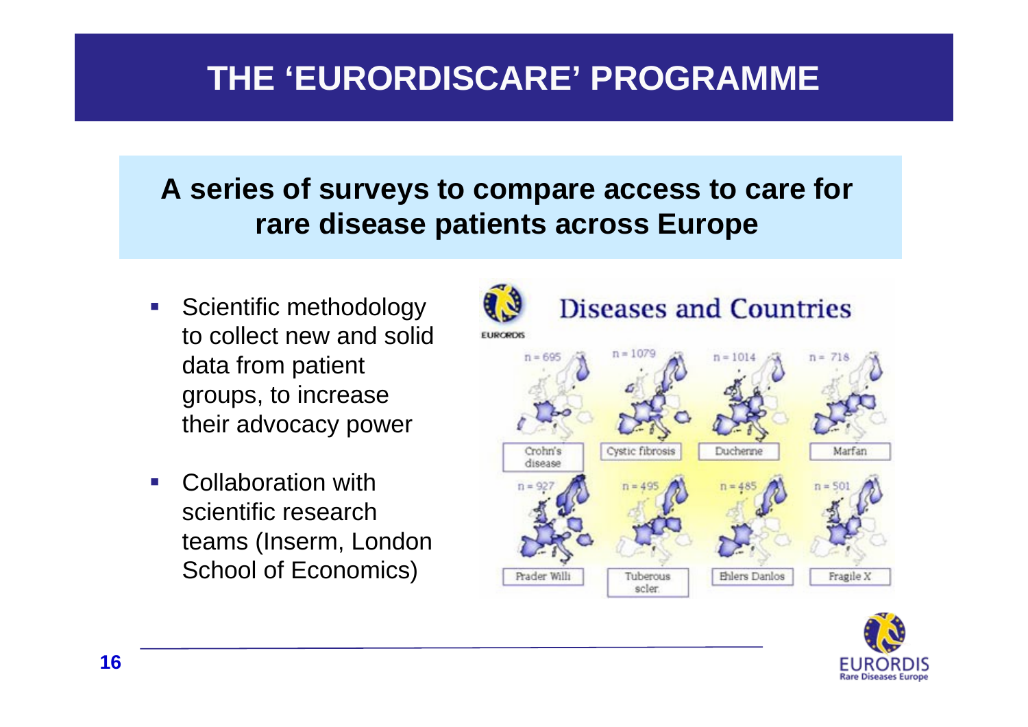# THE 'EURORDISCARE' PROGRAMME

**A series of surveys to compare access to care for rare disease patients across Europe**

- Scientific methodology to collect new and solid data from patient groups, to increase their advocacy power
- Collaboration with scientific research teams (Inserm, London School of Economics)

## Diseases and Countries

| Disease | n |
| --- | --- |
| Crohn's disease | 695 |
| Cystic fibrosis | 1079 |
| Duchenne | 1014 |
| Marfan | 718 |
| Prader Willi | 927 |
| Tuberous scler. | 495 |
| Ehlers Danlos | 485 |
| Fragile X | 501 |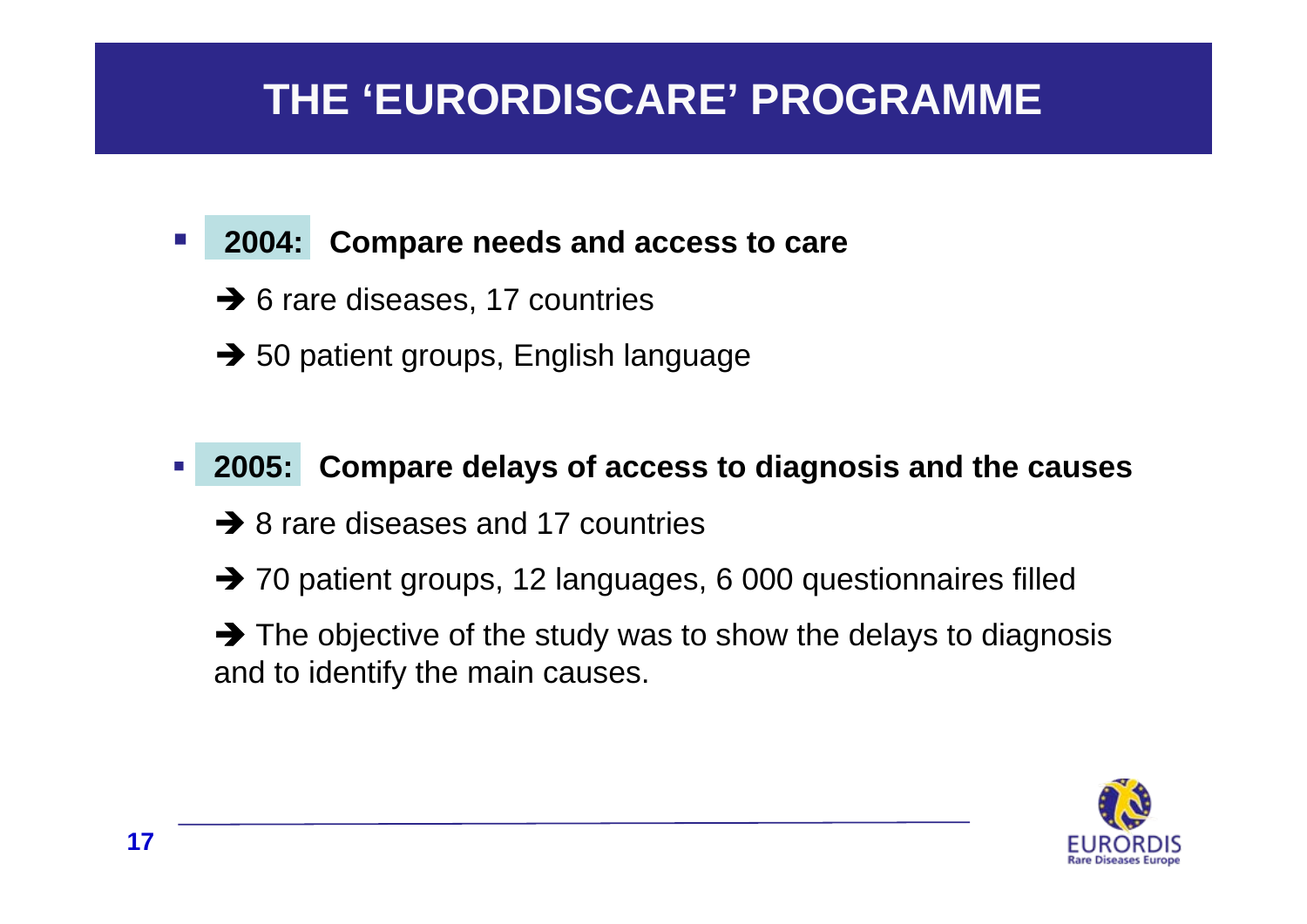# THE 'EURORDISCARE' PROGRAMME

- **2004: Compare needs and access to care**

  ➔ 6 rare diseases, 17 countries

  ➔ 50 patient groups, English language

- **2005: Compare delays of access to diagnosis and the causes**

  ➔ 8 rare diseases and 17 countries

  ➔ 70 patient groups, 12 languages, 6 000 questionnaires filled

  ➔ The objective of the study was to show the delays to diagnosis and to identify the main causes.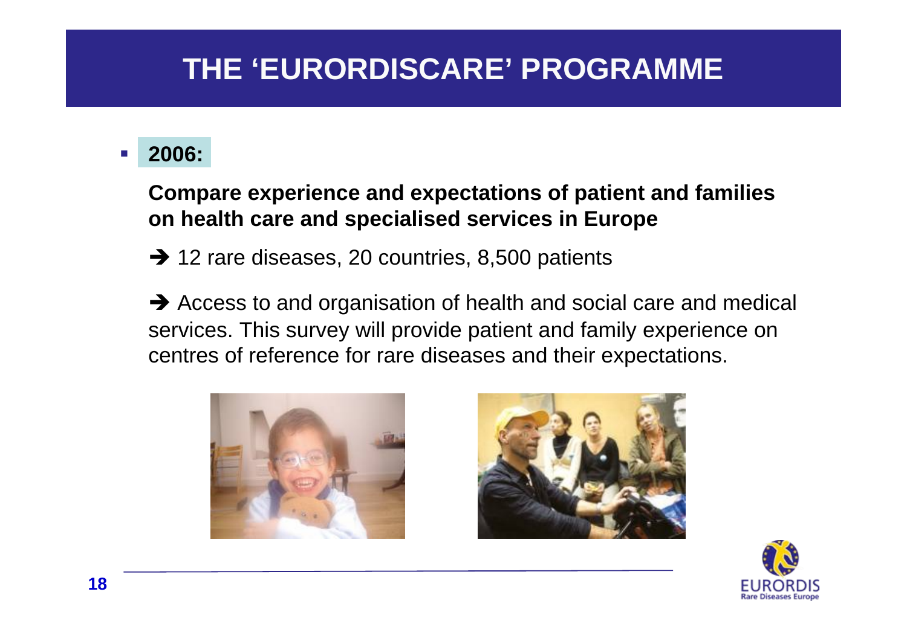# THE 'EURORDISCARE' PROGRAMME

- **2006:**

**Compare experience and expectations of patient and families on health care and specialised services in Europe**

→ 12 rare diseases, 20 countries, 8,500 patients

→ Access to and organisation of health and social care and medical services. This survey will provide patient and family experience on centres of reference for rare diseases and their expectations.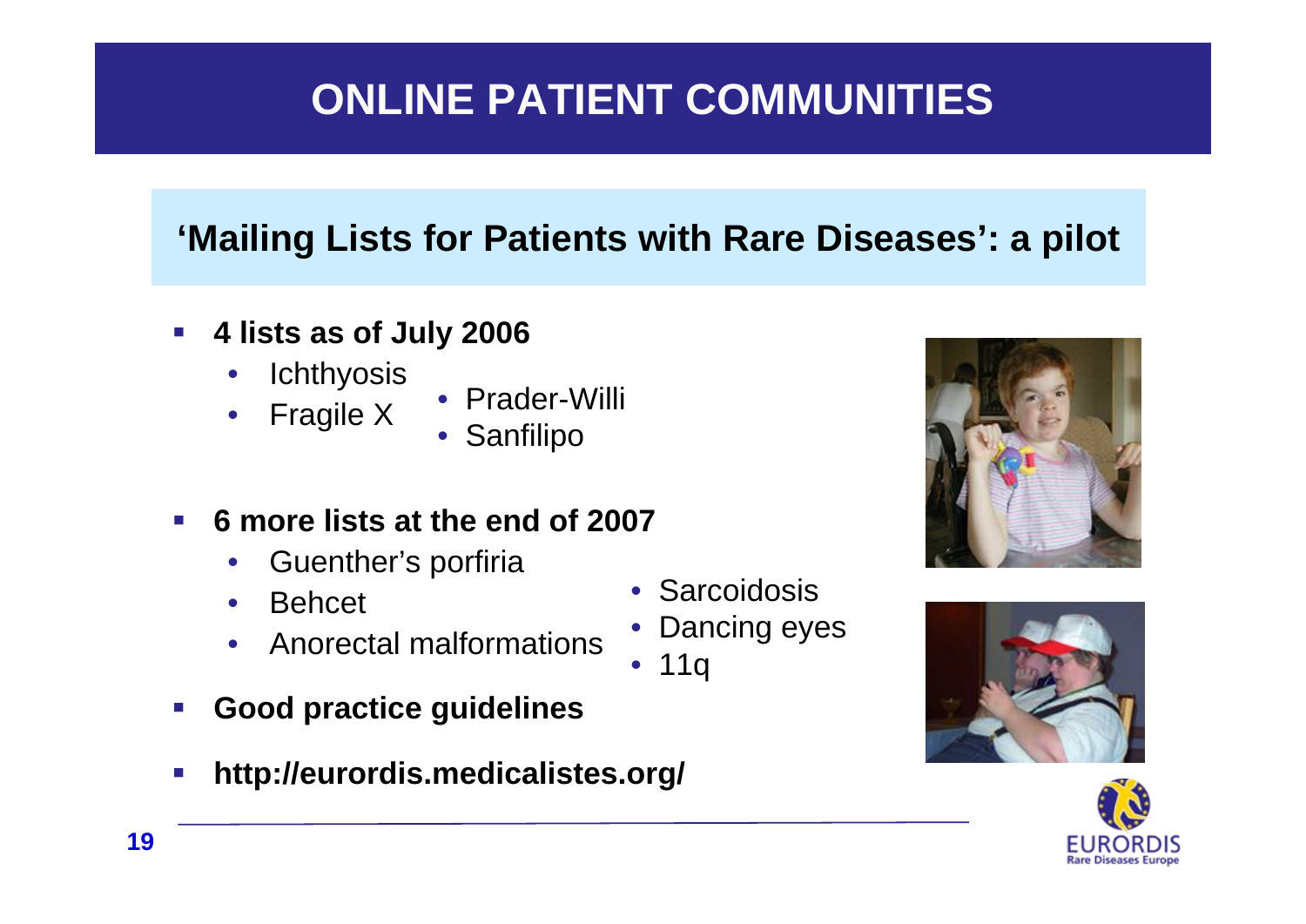# ONLINE PATIENT COMMUNITIES

## 'Mailing Lists for Patients with Rare Diseases': a pilot

- **4 lists as of July 2006**
  - Ichthyosis
  - Fragile X
  - Prader-Willi
  - Sanfilipo
- **6 more lists at the end of 2007**
  - Guenther's porfiria
  - Behcet
  - Anorectal malformations
  - Sarcoidosis
  - Dancing eyes
  - 11q
- **Good practice guidelines**
- **http://eurordis.medicalistes.org/**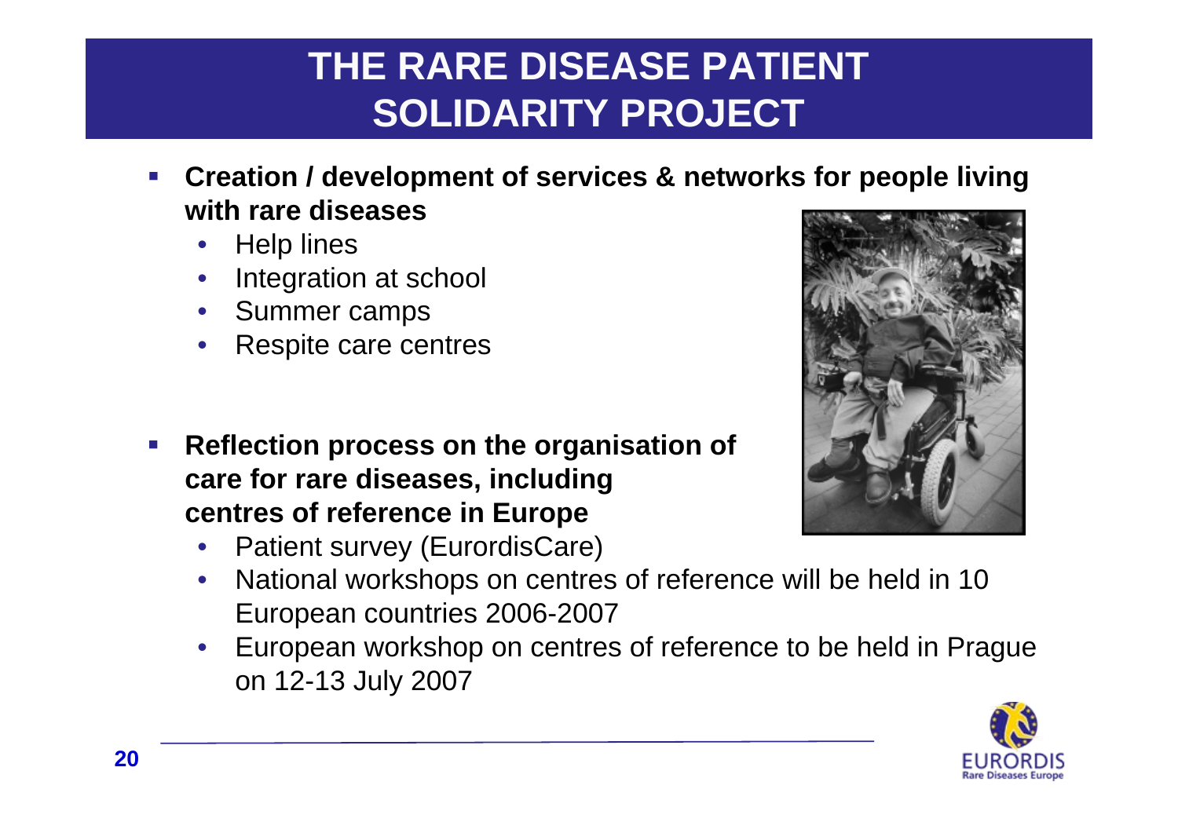# THE RARE DISEASE PATIENT SOLIDARITY PROJECT

- **Creation / development of services & networks for people living with rare diseases**
  - Help lines
  - Integration at school
  - Summer camps
  - Respite care centres

- **Reflection process on the organisation of care for rare diseases, including centres of reference in Europe**
  - Patient survey (EurordisCare)
  - National workshops on centres of reference will be held in 10 European countries 2006-2007
  - European workshop on centres of reference to be held in Prague on 12-13 July 2007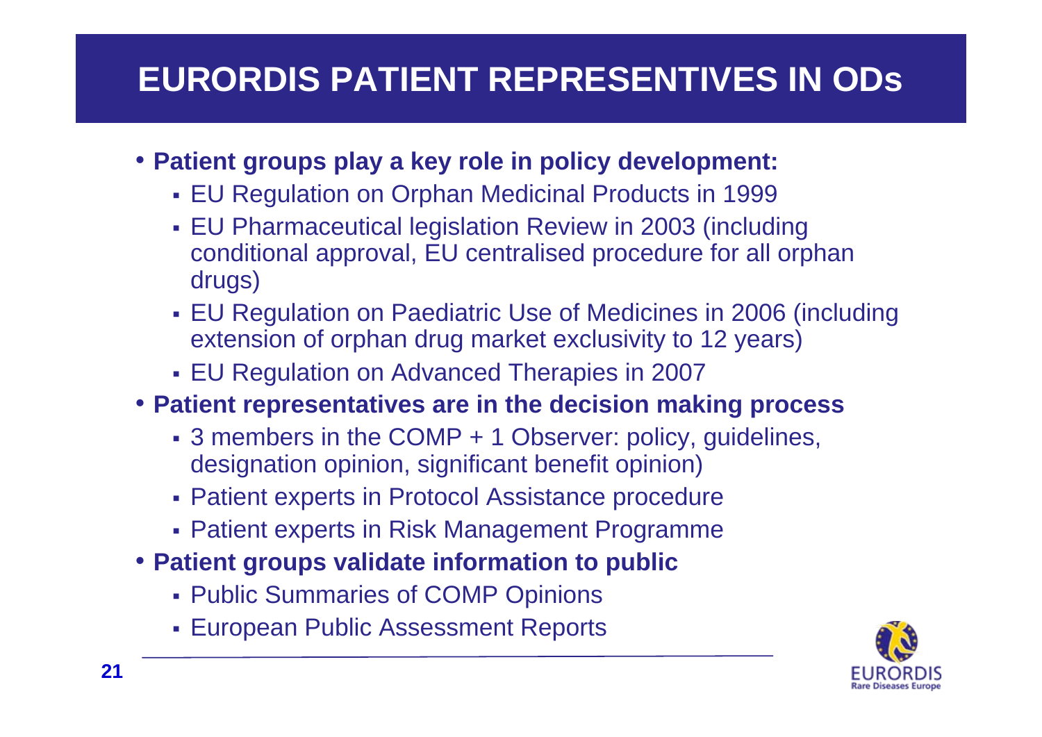# EURORDIS PATIENT REPRESENTIVES IN ODs

- **Patient groups play a key role in policy development:**
  - EU Regulation on Orphan Medicinal Products in 1999
  - EU Pharmaceutical legislation Review in 2003 (including conditional approval, EU centralised procedure for all orphan drugs)
  - EU Regulation on Paediatric Use of Medicines in 2006 (including extension of orphan drug market exclusivity to 12 years)
  - EU Regulation on Advanced Therapies in 2007
- **Patient representatives are in the decision making process**
  - 3 members in the COMP + 1 Observer: policy, guidelines, designation opinion, significant benefit opinion)
  - Patient experts in Protocol Assistance procedure
  - Patient experts in Risk Management Programme
- **Patient groups validate information to public**
  - Public Summaries of COMP Opinions
  - European Public Assessment Reports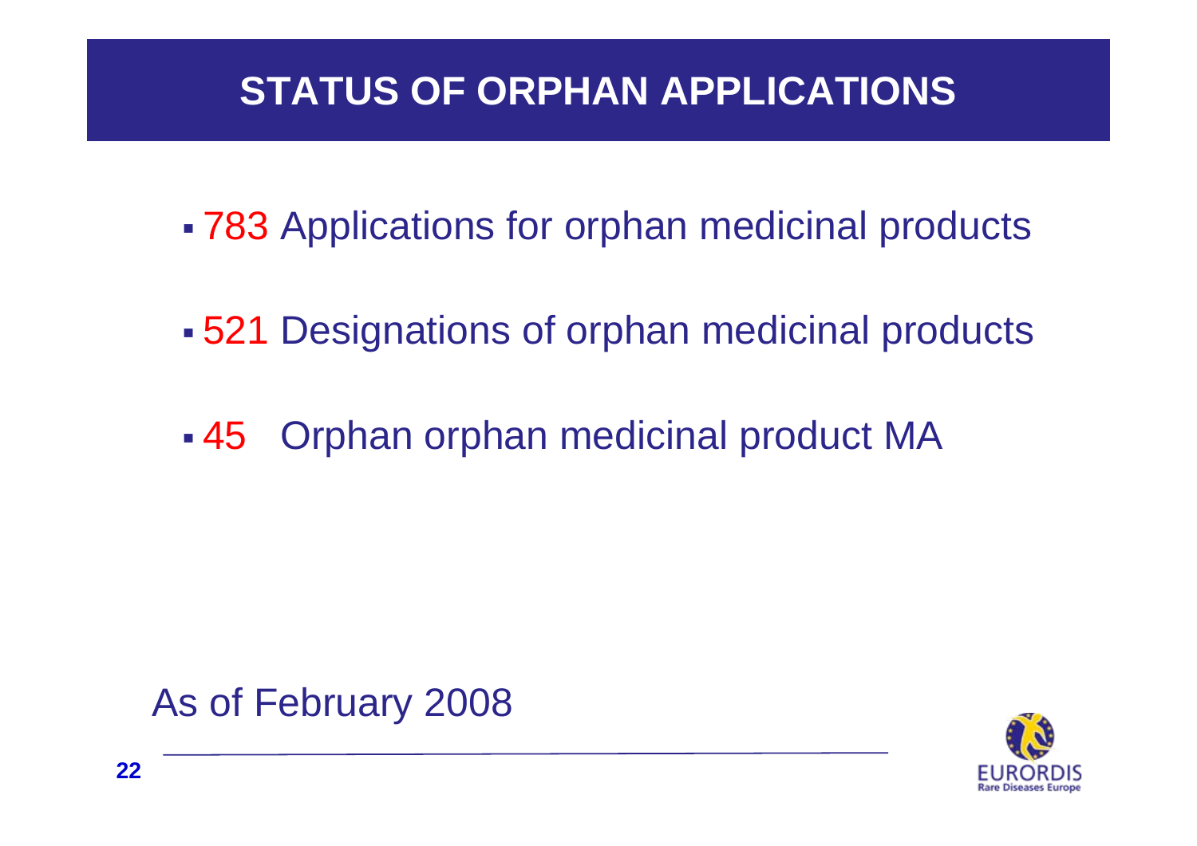# STATUS OF ORPHAN APPLICATIONS

- 783 Applications for orphan medicinal products
- 521 Designations of orphan medicinal products
- 45 Orphan orphan medicinal product MA

As of February 2008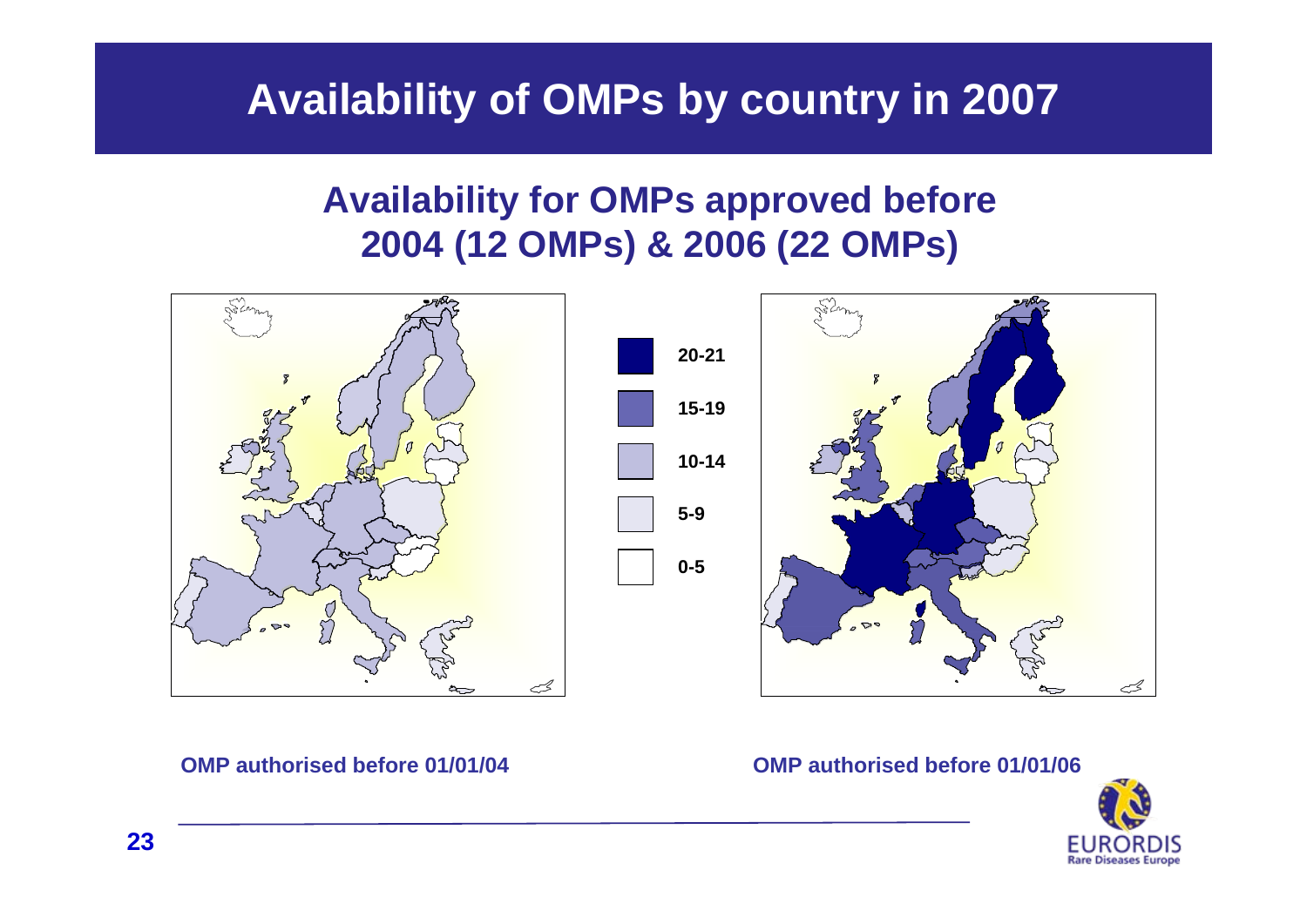# Availability of OMPs by country in 2007

## Availability for OMPs approved before 2004 (12 OMPs) & 2006 (22 OMPs)

| Legend |
| --- |
| 20-21 |
| 15-19 |
| 10-14 |
| 5-9 |
| 0-5 |

**OMP authorised before 01/01/04**

**OMP authorised before 01/01/06**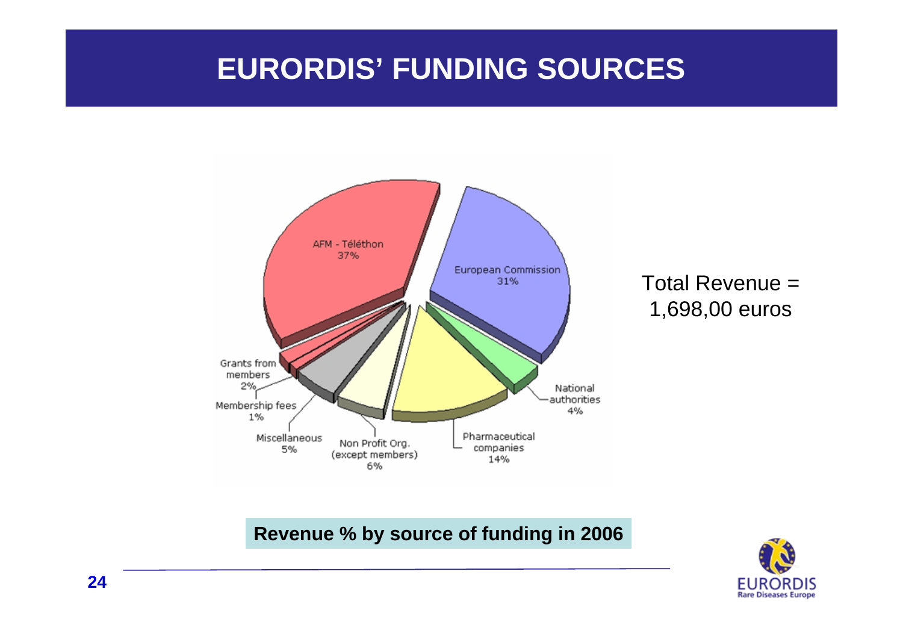# EURORDIS' FUNDING SOURCES

| Source of funding | Revenue % |
|---|---|
| AFM - Téléthon | 37% |
| European Commission | 31% |
| National authorities | 4% |
| Pharmaceutical companies | 14% |
| Non Profit Org. (except members) | 6% |
| Miscellaneous | 5% |
| Membership fees | 1% |
| Grants from members | 2% |

Total Revenue = 1,698,00 euros

**Revenue % by source of funding in 2006**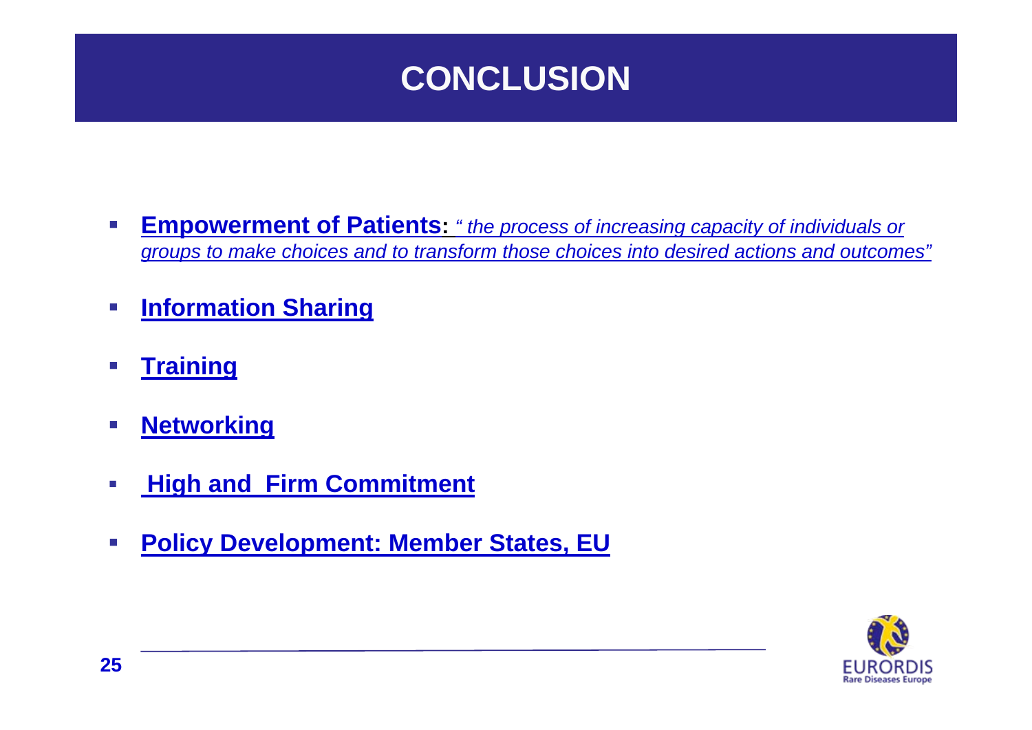# CONCLUSION

- **Empowerment of Patients:** *" the process of increasing capacity of individuals or groups to make choices and to transform those choices into desired actions and outcomes"*
- **Information Sharing**
- **Training**
- **Networking**
- **High and Firm Commitment**
- **Policy Development: Member States, EU**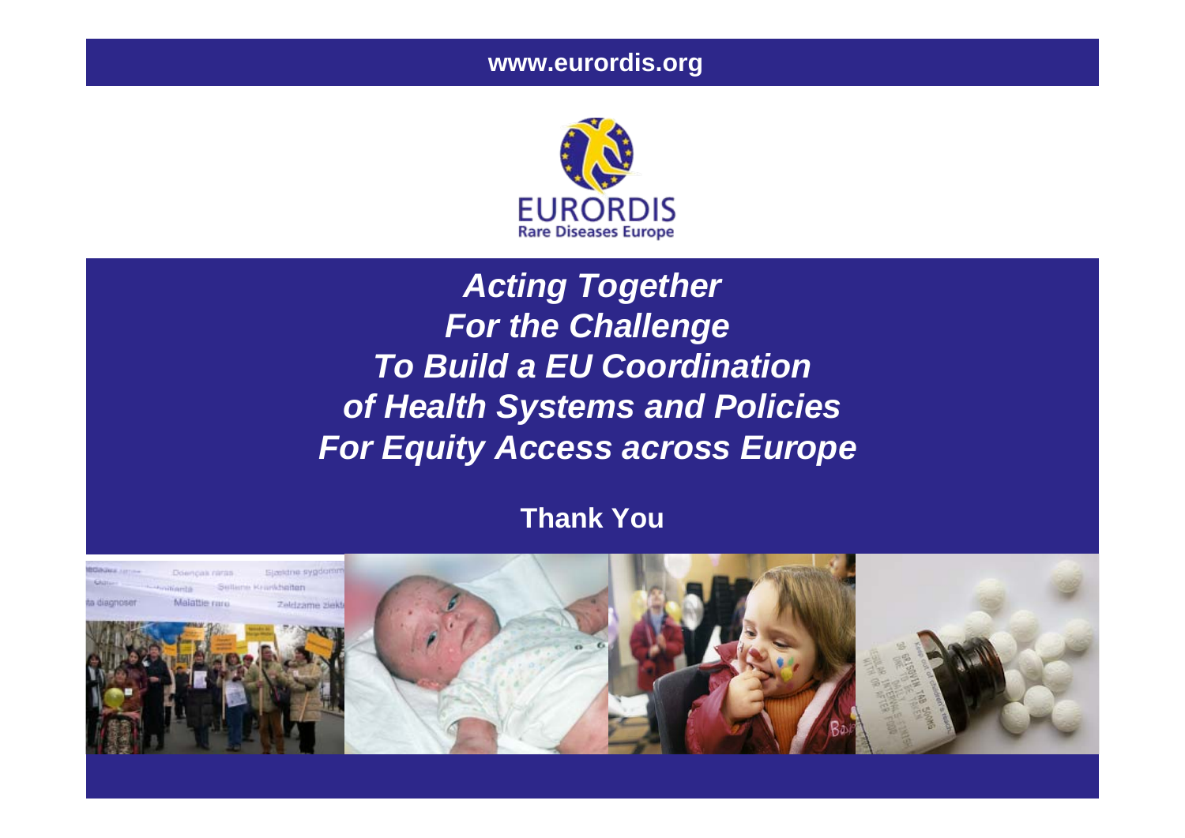www.eurordis.org

EURORDIS
Rare Diseases Europe

***Acting Together***
***For the Challenge***
***To Build a EU Coordination***
***of Health Systems and Policies***
***For Equity Access across Europe***

**Thank You**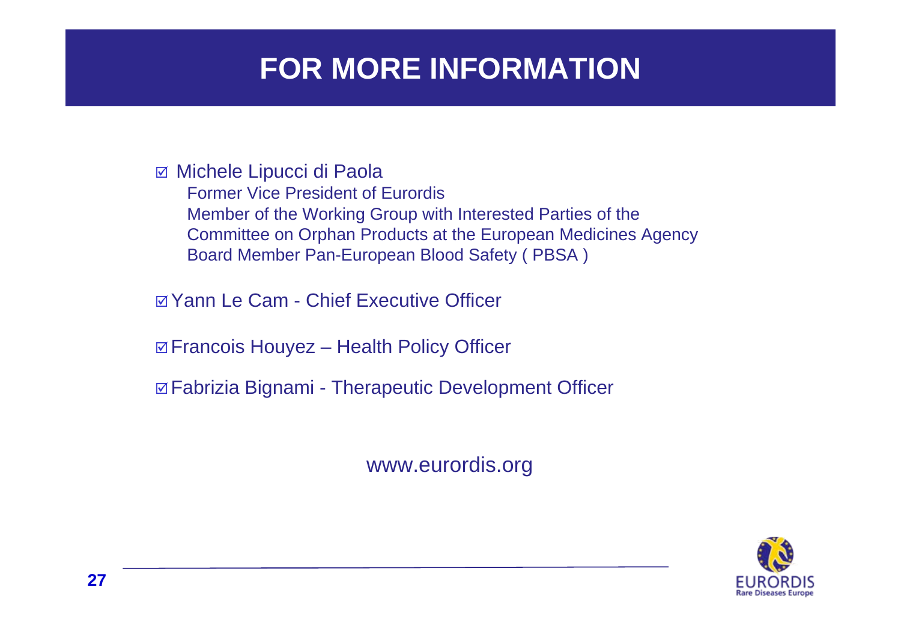# FOR MORE INFORMATION

- ☑ Michele Lipucci di Paola
  Former Vice President of Eurordis
  Member of the Working Group with Interested Parties of the Committee on Orphan Products at the European Medicines Agency
  Board Member Pan-European Blood Safety ( PBSA )

- ☑ Yann Le Cam - Chief Executive Officer

- ☑ Francois Houyez – Health Policy Officer

- ☑ Fabrizia Bignami - Therapeutic Development Officer

www.eurordis.org

EURORDIS
Rare Diseases Europe